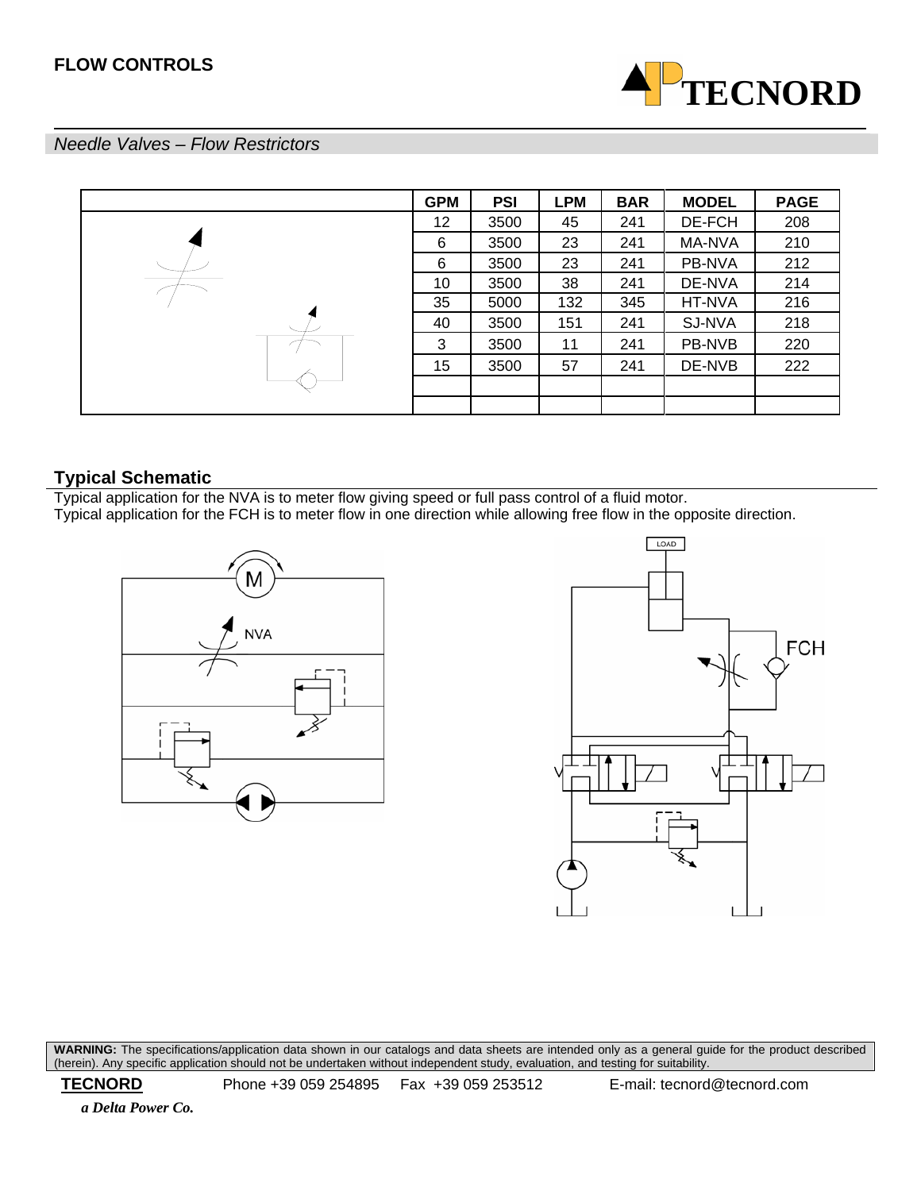## FLOW CONTROLS

**TECNORD**

*Needle Valves – Flow Restrictors*

| | GPM | PSI | LPM | BAR | MODEL | PAGE |
|---|---|---|---|---|---|---|
| | 12 | 3500 | 45 | 241 | DE-FCH | 208 |
| | 6 | 3500 | 23 | 241 | MA-NVA | 210 |
| | 6 | 3500 | 23 | 241 | PB-NVA | 212 |
| | 10 | 3500 | 38 | 241 | DE-NVA | 214 |
| | 35 | 5000 | 132 | 345 | HT-NVA | 216 |
| | 40 | 3500 | 151 | 241 | SJ-NVA | 218 |
| | 3 | 3500 | 11 | 241 | PB-NVB | 220 |
| | 15 | 3500 | 57 | 241 | DE-NVB | 222 |
| | | | | | | |
| | | | | | | |

### Typical Schematic

Typical application for the NVA is to meter flow giving speed or full pass control of a fluid motor.
Typical application for the FCH is to meter flow in one direction while allowing free flow in the opposite direction.

NVA

LOAD

FCH

**WARNING:** The specifications/application data shown in our catalogs and data sheets are intended only as a general guide for the product described (herein). Any specific application should not be undertaken without independent study, evaluation, and testing for suitability.

**TECNORD** Phone +39 059 254895 Fax +39 059 253512 E-mail: tecnord@tecnord.com

***a Delta Power Co.***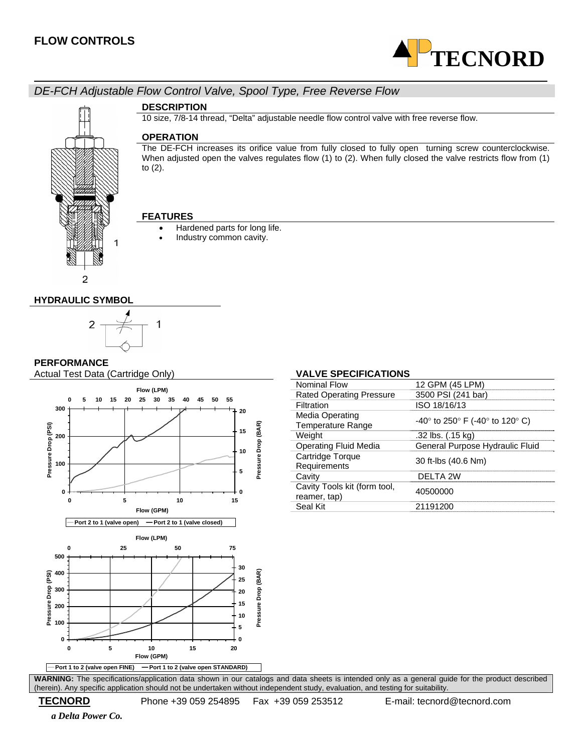# FLOW CONTROLS

## DE-FCH Adjustable Flow Control Valve, Spool Type, Free Reverse Flow

### DESCRIPTION

10 size, 7/8-14 thread, "Delta" adjustable needle flow control valve with free reverse flow.

### OPERATION

The DE-FCH increases its orifice value from fully closed to fully open turning screw counterclockwise. When adjusted open the valves regulates flow (1) to (2). When fully closed the valve restricts flow from (1) to (2).

### FEATURES

- Hardened parts for long life.
- Industry common cavity.

### HYDRAULIC SYMBOL

### PERFORMANCE

Actual Test Data (Cartridge Only)

Port 2 to 1 (valve open) — Port 2 to 1 (valve closed)

Port 1 to 2 (valve open FINE) — Port 1 to 2 (valve open STANDARD)

### VALVE SPECIFICATIONS

| | |
|---|---|
| Nominal Flow | 12 GPM (45 LPM) |
| Rated Operating Pressure | 3500 PSI (241 bar) |
| Filtration | ISO 18/16/13 |
| Media Operating Temperature Range | -40° to 250° F (-40° to 120° C) |
| Weight | .32 lbs. (.15 kg) |
| Operating Fluid Media | General Purpose Hydraulic Fluid |
| Cartridge Torque Requirements | 30 ft-lbs (40.6 Nm) |
| Cavity | DELTA 2W |
| Cavity Tools kit (form tool, reamer, tap) | 40500000 |
| Seal Kit | 21191200 |

**WARNING:** The specifications/application data shown in our catalogs and data sheets is intended only as a general guide for the product described (herein). Any specific application should not be undertaken without independent study, evaluation, and testing for suitability.

**TECNORD** Phone +39 059 254895 Fax +39 059 253512 E-mail: tecnord@tecnord.com

*a Delta Power Co.*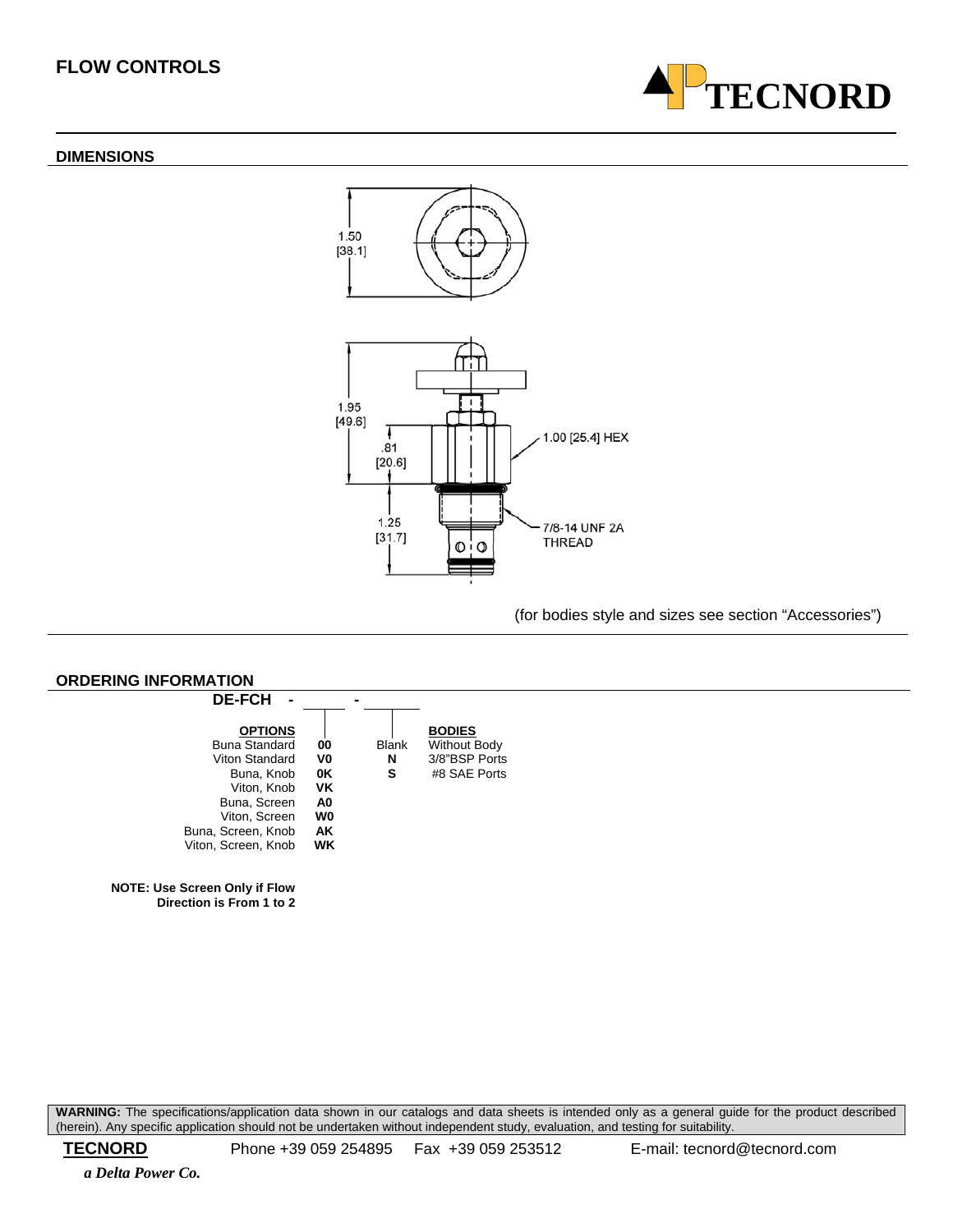## FLOW CONTROLS

### DIMENSIONS

1.50 [38.1]

1.95 [49.6]

.81 [20.6]

1.00 [25.4] HEX

1.25 [31.7]

7/8-14 UNF 2A THREAD

(for bodies style and sizes see section "Accessories")

### ORDERING INFORMATION

**DE-FCH - \_\_\_\_\_ - \_\_\_\_\_**

| **OPTIONS** | | | **BODIES** |
|---|---|---|---|
| Buna Standard | **00** | Blank | Without Body |
| Viton Standard | **V0** | **N** | 3/8"BSP Ports |
| Buna, Knob | **0K** | **S** | #8 SAE Ports |
| Viton, Knob | **VK** | | |
| Buna, Screen | **A0** | | |
| Viton, Screen | **W0** | | |
| Buna, Screen, Knob | **AK** | | |
| Viton, Screen, Knob | **WK** | | |

**NOTE: Use Screen Only if Flow Direction is From 1 to 2**

**WARNING:** The specifications/application data shown in our catalogs and data sheets is intended only as a general guide for the product described (herein). Any specific application should not be undertaken without independent study, evaluation, and testing for suitability.

**TECNORD** Phone +39 059 254895 Fax +39 059 253512 E-mail: tecnord@tecnord.com

***a Delta Power Co.***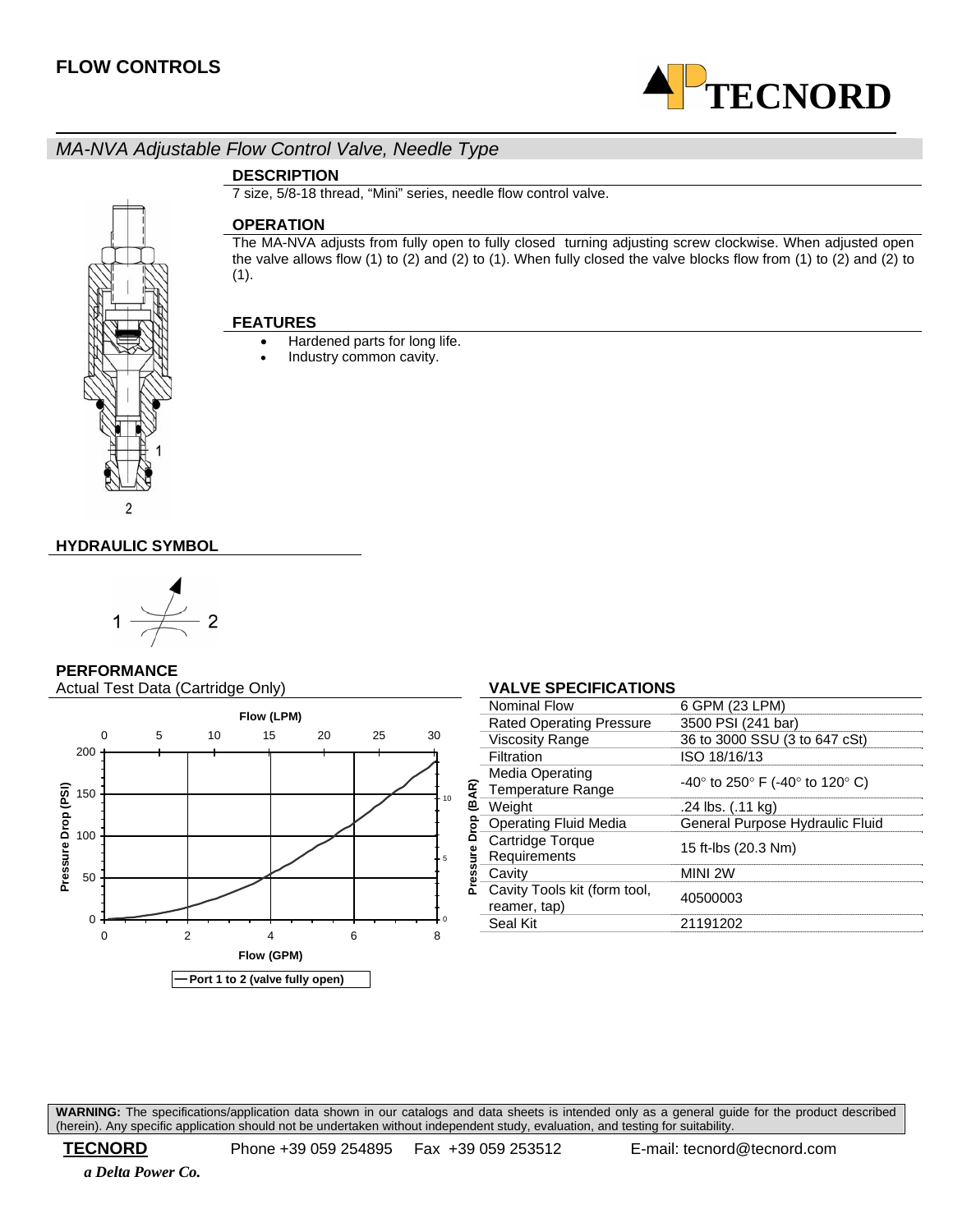# FLOW CONTROLS

## MA-NVA Adjustable Flow Control Valve, Needle Type

### DESCRIPTION

7 size, 5/8-18 thread, "Mini" series, needle flow control valve.

### OPERATION

The MA-NVA adjusts from fully open to fully closed turning adjusting screw clockwise. When adjusted open the valve allows flow (1) to (2) and (2) to (1). When fully closed the valve blocks flow from (1) to (2) and (2) to (1).

### FEATURES

- Hardened parts for long life.
- Industry common cavity.

### HYDRAULIC SYMBOL

### PERFORMANCE

Actual Test Data (Cartridge Only)

### VALVE SPECIFICATIONS

| | |
|---|---|
| Nominal Flow | 6 GPM (23 LPM) |
| Rated Operating Pressure | 3500 PSI (241 bar) |
| Viscosity Range | 36 to 3000 SSU (3 to 647 cSt) |
| Filtration | ISO 18/16/13 |
| Media Operating Temperature Range | -40° to 250° F (-40° to 120° C) |
| Weight | .24 lbs. (.11 kg) |
| Operating Fluid Media | General Purpose Hydraulic Fluid |
| Cartridge Torque Requirements | 15 ft-lbs (20.3 Nm) |
| Cavity | MINI 2W |
| Cavity Tools kit (form tool, reamer, tap) | 40500003 |
| Seal Kit | 21191202 |

**WARNING:** The specifications/application data shown in our catalogs and data sheets is intended only as a general guide for the product described (herein). Any specific application should not be undertaken without independent study, evaluation, and testing for suitability.

**TECNORD** Phone +39 059 254895 Fax +39 059 253512 E-mail: tecnord@tecnord.com

*a Delta Power Co.*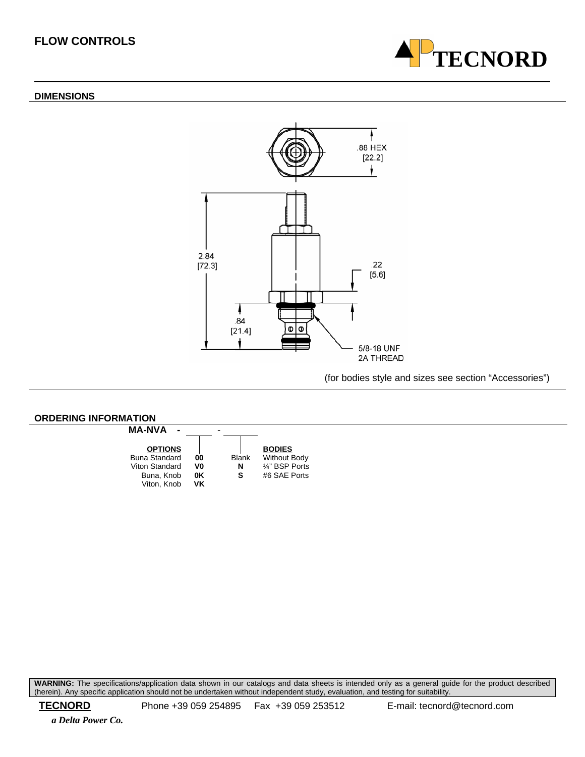## FLOW CONTROLS

### DIMENSIONS

.88 HEX [22.2]

2.84 [72.3]

.22 [5.6]

.84 [21.4]

5/8-18 UNF 2A THREAD

(for bodies style and sizes see section "Accessories")

### ORDERING INFORMATION

**MA-NVA - ______ - ______**

| OPTIONS | | | BODIES |
|---|---|---|---|
| Buna Standard | **00** | Blank | Without Body |
| Viton Standard | **V0** | **N** | ¼" BSP Ports |
| Buna, Knob | **0K** | **S** | #6 SAE Ports |
| Viton, Knob | **VK** | | |

**WARNING:** The specifications/application data shown in our catalogs and data sheets is intended only as a general guide for the product described (herein). Any specific application should not be undertaken without independent study, evaluation, and testing for suitability.

**TECNORD** Phone +39 059 254895 Fax +39 059 253512 E-mail: tecnord@tecnord.com

*a Delta Power Co.*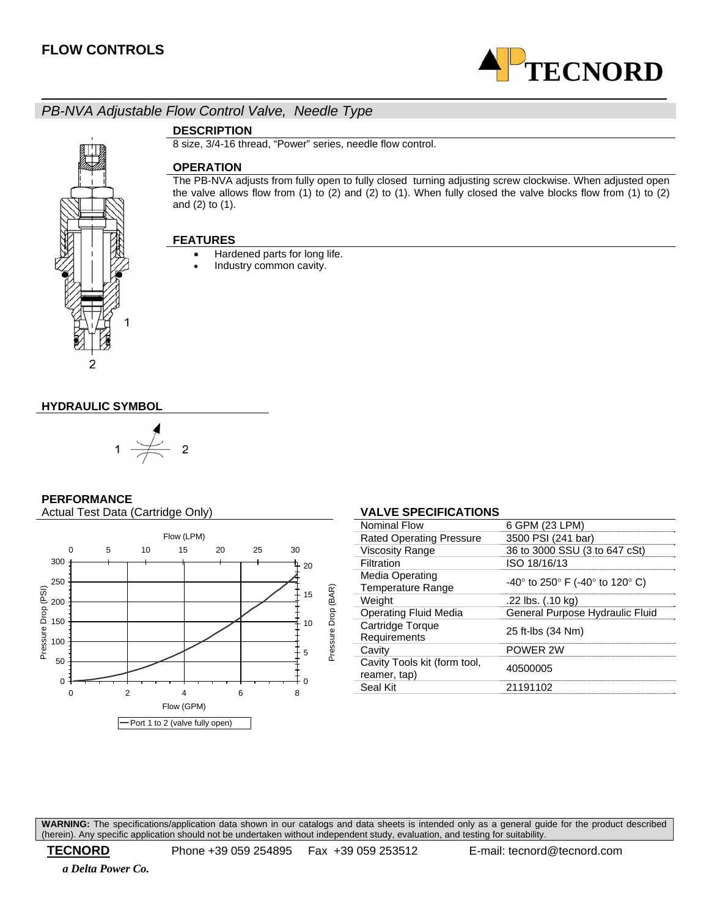## FLOW CONTROLS

*PB-NVA Adjustable Flow Control Valve, Needle Type*

### DESCRIPTION

8 size, 3/4-16 thread, "Power" series, needle flow control.

### OPERATION

The PB-NVA adjusts from fully open to fully closed turning adjusting screw clockwise. When adjusted open the valve allows flow from (1) to (2) and (2) to (1). When fully closed the valve blocks flow from (1) to (2) and (2) to (1).

### FEATURES

- Hardened parts for long life.
- Industry common cavity.

### HYDRAULIC SYMBOL

### PERFORMANCE

Actual Test Data (Cartridge Only)

### VALVE SPECIFICATIONS

| | |
|---|---|
| Nominal Flow | 6 GPM (23 LPM) |
| Rated Operating Pressure | 3500 PSI (241 bar) |
| Viscosity Range | 36 to 3000 SSU (3 to 647 cSt) |
| Filtration | ISO 18/16/13 |
| Media Operating Temperature Range | -40° to 250° F (-40° to 120° C) |
| Weight | .22 lbs. (.10 kg) |
| Operating Fluid Media | General Purpose Hydraulic Fluid |
| Cartridge Torque Requirements | 25 ft-lbs (34 Nm) |
| Cavity | POWER 2W |
| Cavity Tools kit (form tool, reamer, tap) | 40500005 |
| Seal Kit | 21191102 |

**WARNING:** The specifications/application data shown in our catalogs and data sheets is intended only as a general guide for the product described (herein). Any specific application should not be undertaken without independent study, evaluation, and testing for suitability.

**TECNORD** Phone +39 059 254895 Fax +39 059 253512 E-mail: tecnord@tecnord.com

*a Delta Power Co.*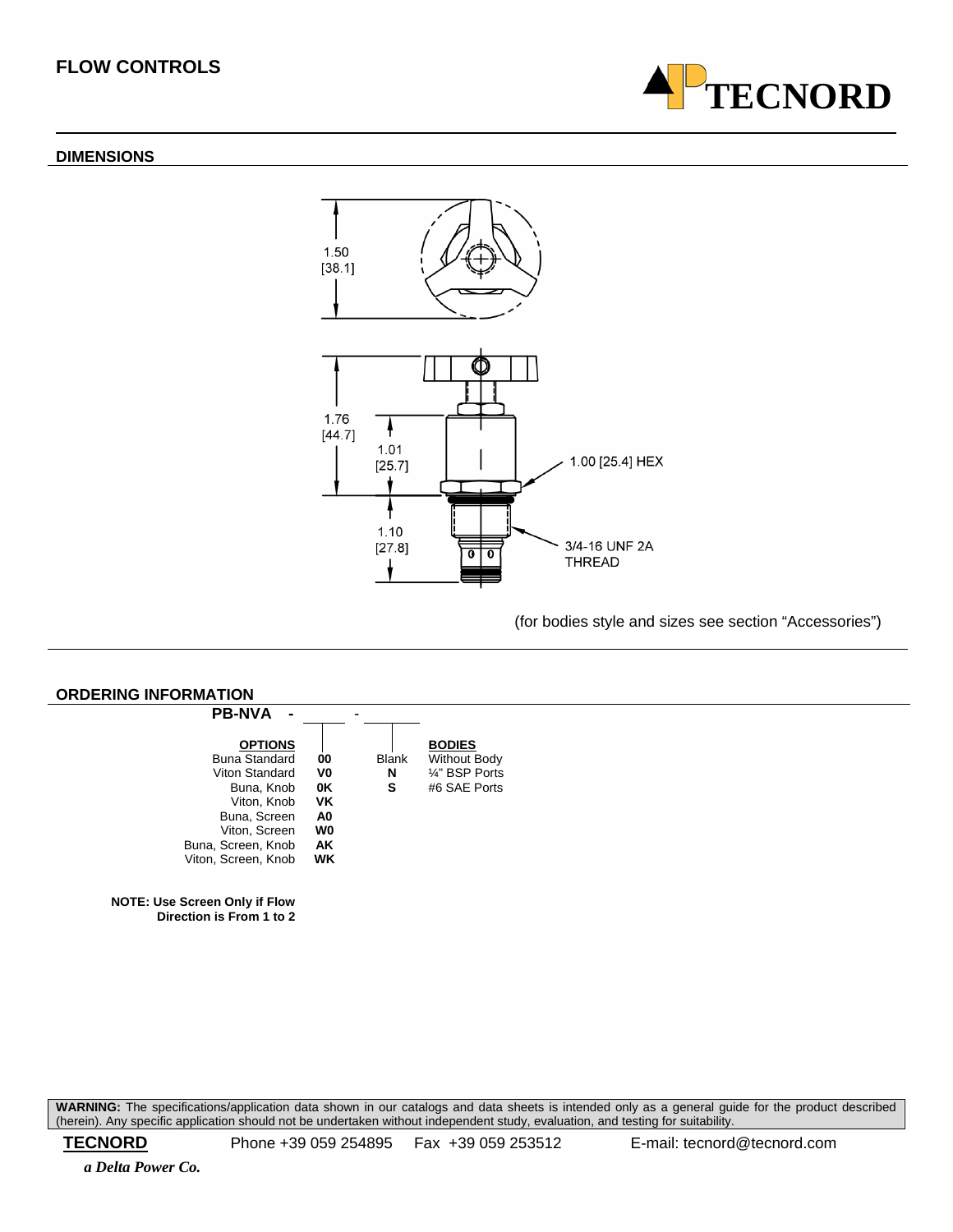## FLOW CONTROLS

### DIMENSIONS

1.50 [38.1]

1.76 [44.7]

1.01 [25.7]

1.00 [25.4] HEX

1.10 [27.8]

3/4-16 UNF 2A THREAD

(for bodies style and sizes see section "Accessories")

### ORDERING INFORMATION

**PB-NVA - ____ - ____**

| OPTIONS | | | BODIES |
|---|---|---|---|
| Buna Standard | **00** | Blank | Without Body |
| Viton Standard | **V0** | **N** | ¼" BSP Ports |
| Buna, Knob | **0K** | **S** | #6 SAE Ports |
| Viton, Knob | **VK** | | |
| Buna, Screen | **A0** | | |
| Viton, Screen | **W0** | | |
| Buna, Screen, Knob | **AK** | | |
| Viton, Screen, Knob | **WK** | | |

**NOTE: Use Screen Only if Flow Direction is From 1 to 2**

**WARNING:** The specifications/application data shown in our catalogs and data sheets is intended only as a general guide for the product described (herein). Any specific application should not be undertaken without independent study, evaluation, and testing for suitability.

**TECNORD** Phone +39 059 254895 Fax +39 059 253512 E-mail: tecnord@tecnord.com

*a Delta Power Co.*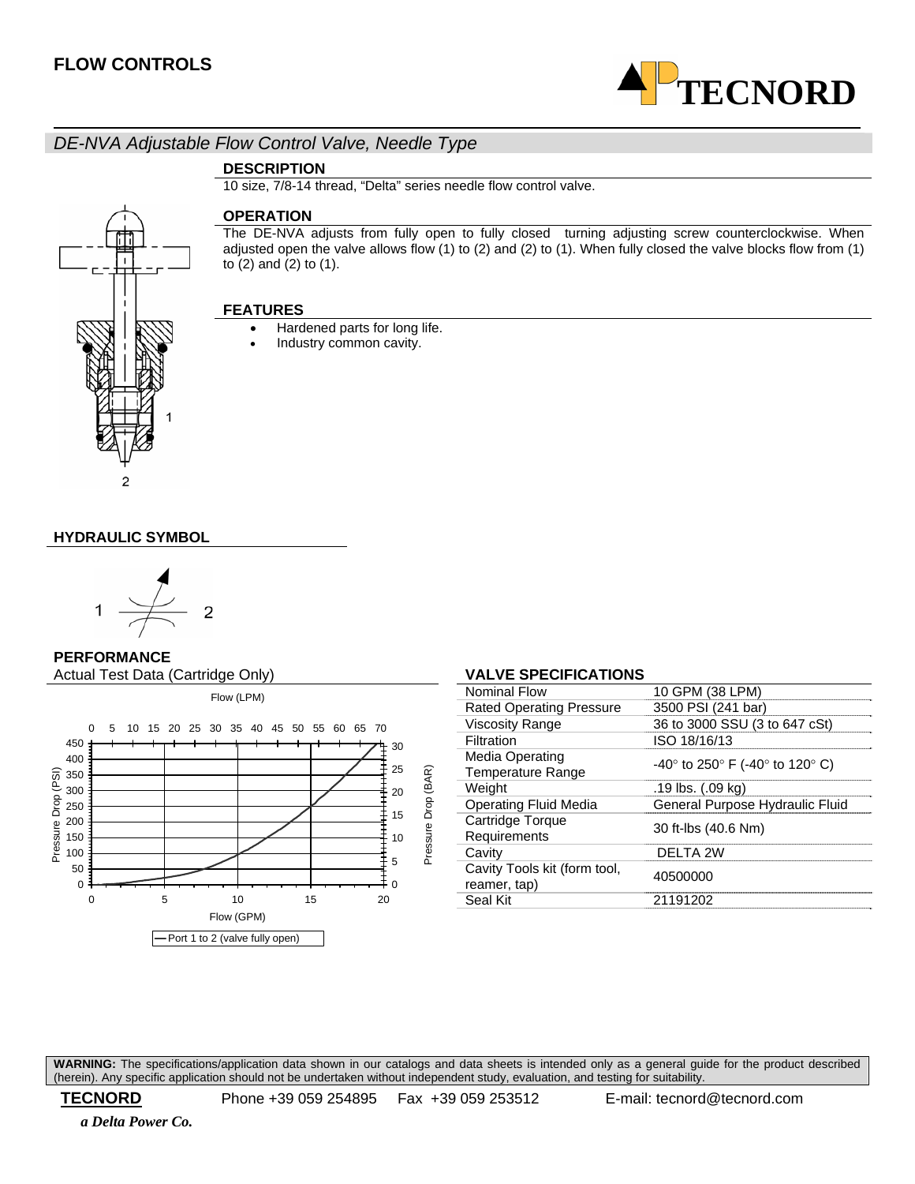# FLOW CONTROLS

## DE-NVA Adjustable Flow Control Valve, Needle Type

### DESCRIPTION

10 size, 7/8-14 thread, "Delta" series needle flow control valve.

### OPERATION

The DE-NVA adjusts from fully open to fully closed turning adjusting screw counterclockwise. When adjusted open the valve allows flow (1) to (2) and (2) to (1). When fully closed the valve blocks flow from (1) to (2) and (2) to (1).

### FEATURES

- Hardened parts for long life.
- Industry common cavity.

### HYDRAULIC SYMBOL

### PERFORMANCE

Actual Test Data (Cartridge Only)

### VALVE SPECIFICATIONS

| | |
|---|---|
| Nominal Flow | 10 GPM (38 LPM) |
| Rated Operating Pressure | 3500 PSI (241 bar) |
| Viscosity Range | 36 to 3000 SSU (3 to 647 cSt) |
| Filtration | ISO 18/16/13 |
| Media Operating Temperature Range | -40° to 250° F (-40° to 120° C) |
| Weight | .19 lbs. (.09 kg) |
| Operating Fluid Media | General Purpose Hydraulic Fluid |
| Cartridge Torque Requirements | 30 ft-lbs (40.6 Nm) |
| Cavity | DELTA 2W |
| Cavity Tools kit (form tool, reamer, tap) | 40500000 |
| Seal Kit | 21191202 |

**WARNING:** The specifications/application data shown in our catalogs and data sheets is intended only as a general guide for the product described (herein). Any specific application should not be undertaken without independent study, evaluation, and testing for suitability.

**TECNORD** Phone +39 059 254895 Fax +39 059 253512 E-mail: tecnord@tecnord.com

*a Delta Power Co.*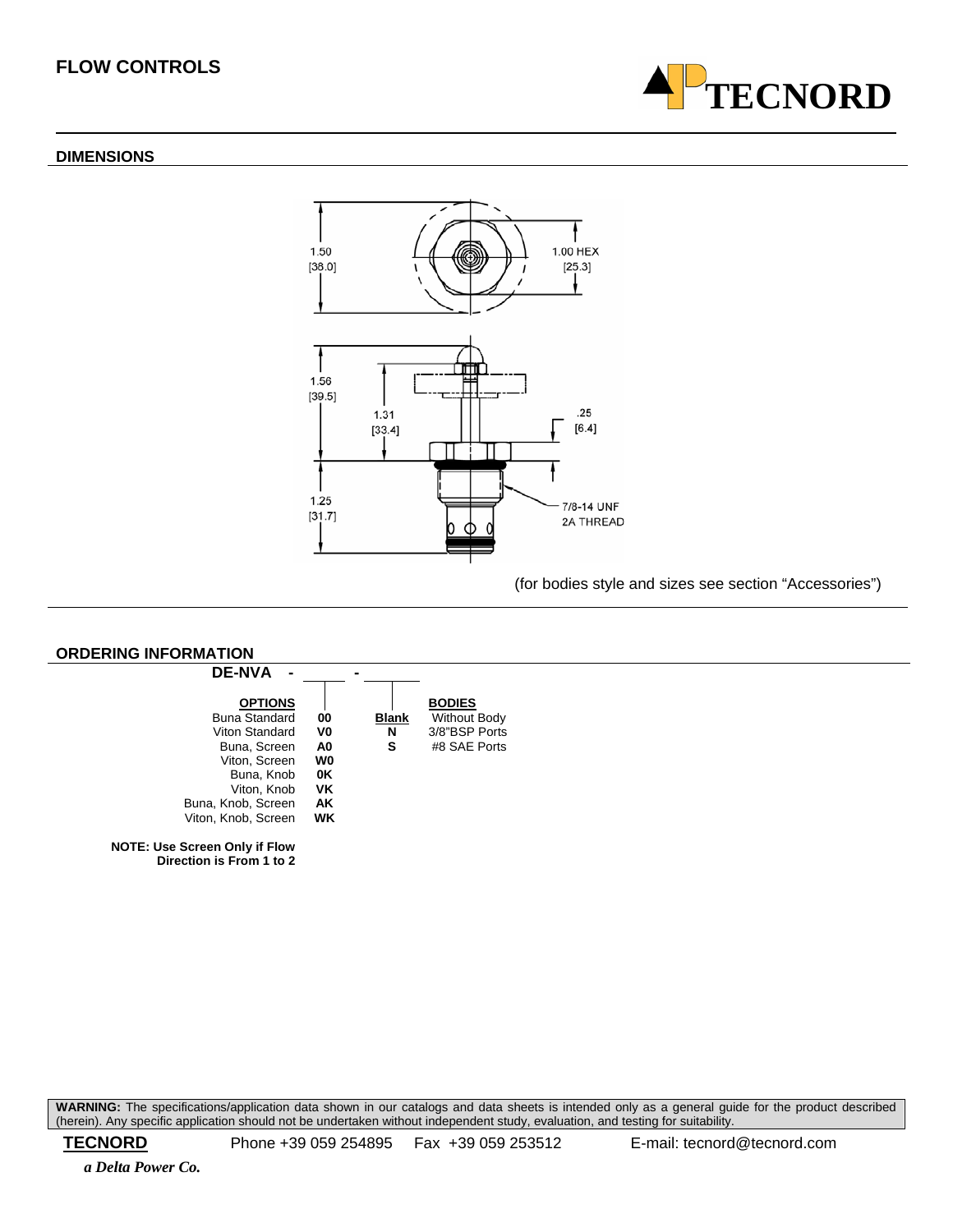## FLOW CONTROLS

### DIMENSIONS

1.50 [38.0]

1.00 HEX [25.3]

1.56 [39.5]

1.31 [33.4]

.25 [6.4]

1.25 [31.7]

7/8-14 UNF 2A THREAD

(for bodies style and sizes see section "Accessories")

### ORDERING INFORMATION

**DE-NVA - ____ - ____**

| OPTIONS | |
|---|---|
| Buna Standard | **00** |
| Viton Standard | **V0** |
| Buna, Screen | **A0** |
| Viton, Screen | **W0** |
| Buna, Knob | **0K** |
| Viton, Knob | **VK** |
| Buna, Knob, Screen | **AK** |
| Viton, Knob, Screen | **WK** |

| | BODIES |
|---|---|
| **Blank** | Without Body |
| **N** | 3/8"BSP Ports |
| **S** | #8 SAE Ports |

**NOTE: Use Screen Only if Flow Direction is From 1 to 2**

**WARNING:** The specifications/application data shown in our catalogs and data sheets is intended only as a general guide for the product described (herein). Any specific application should not be undertaken without independent study, evaluation, and testing for suitability.

**TECNORD** Phone +39 059 254895 Fax +39 059 253512 E-mail: tecnord@tecnord.com

*a Delta Power Co.*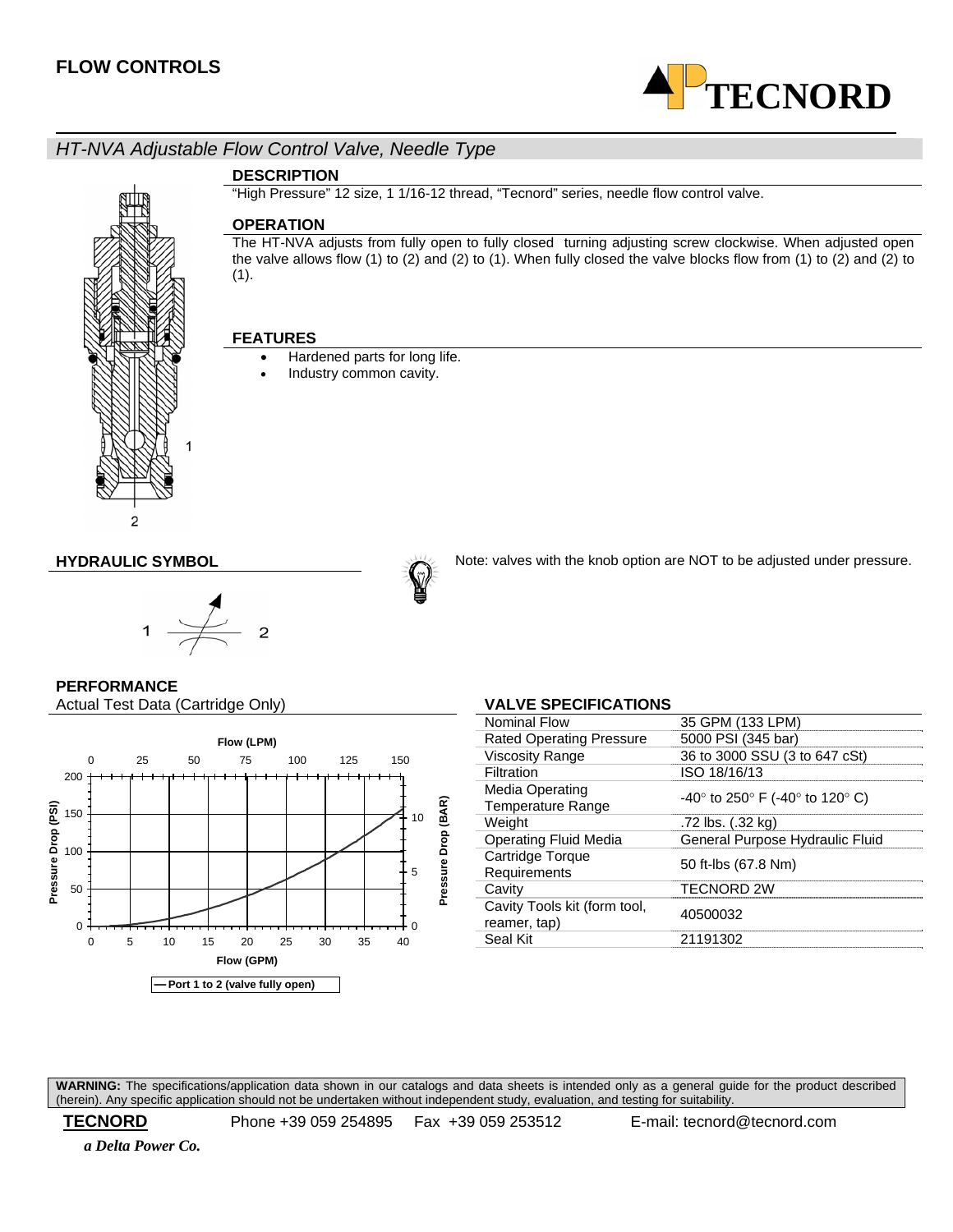# FLOW CONTROLS

TECNORD

## *HT-NVA Adjustable Flow Control Valve, Needle Type*

### DESCRIPTION

"High Pressure" 12 size, 1 1/16-12 thread, "Tecnord" series, needle flow control valve.

### OPERATION

The HT-NVA adjusts from fully open to fully closed turning adjusting screw clockwise. When adjusted open the valve allows flow (1) to (2) and (2) to (1). When fully closed the valve blocks flow from (1) to (2) and (2) to (1).

### FEATURES

- Hardened parts for long life.
- Industry common cavity.

### HYDRAULIC SYMBOL

Note: valves with the knob option are NOT to be adjusted under pressure.

### PERFORMANCE

Actual Test Data (Cartridge Only)

— Port 1 to 2 (valve fully open)

### VALVE SPECIFICATIONS

| | |
|---|---|
| Nominal Flow | 35 GPM (133 LPM) |
| Rated Operating Pressure | 5000 PSI (345 bar) |
| Viscosity Range | 36 to 3000 SSU (3 to 647 cSt) |
| Filtration | ISO 18/16/13 |
| Media Operating Temperature Range | -40° to 250° F (-40° to 120° C) |
| Weight | .72 lbs. (.32 kg) |
| Operating Fluid Media | General Purpose Hydraulic Fluid |
| Cartridge Torque Requirements | 50 ft-lbs (67.8 Nm) |
| Cavity | TECNORD 2W |
| Cavity Tools kit (form tool, reamer, tap) | 40500032 |
| Seal Kit | 21191302 |

**WARNING:** The specifications/application data shown in our catalogs and data sheets is intended only as a general guide for the product described (herein). Any specific application should not be undertaken without independent study, evaluation, and testing for suitability.

**TECNORD** Phone +39 059 254895 Fax +39 059 253512 E-mail: tecnord@tecnord.com

*a Delta Power Co.*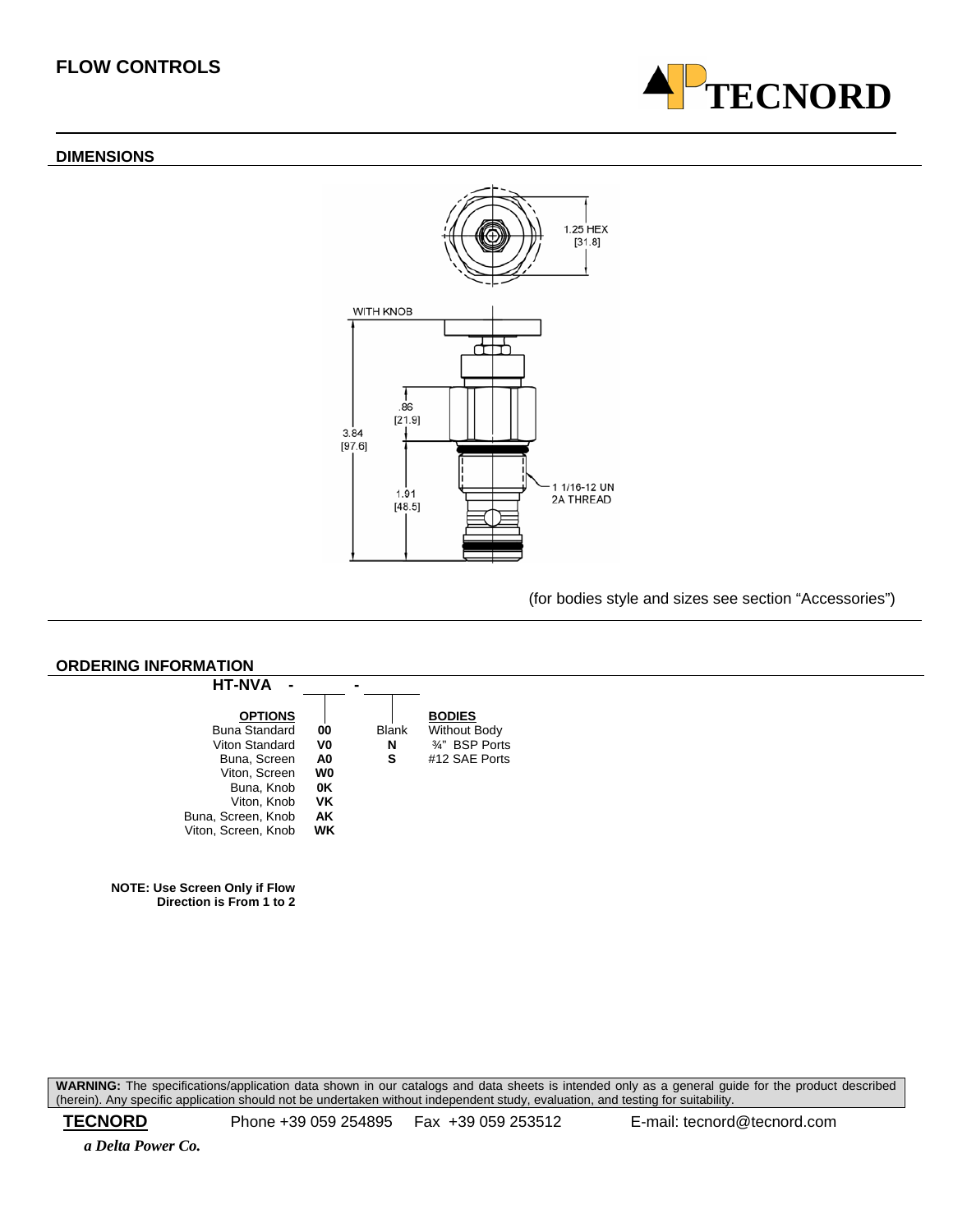## FLOW CONTROLS

### DIMENSIONS

1.25 HEX
[31.8]

WITH KNOB

3.84
[97.6]

.86
[21.9]

1.91
[48.5]

1 1/16-12 UN
2A THREAD

(for bodies style and sizes see section "Accessories")

### ORDERING INFORMATION

**HT-NVA - \_\_\_\_\_ - \_\_\_\_\_**

| OPTIONS | | | | BODIES |
|---|---|---|---|---|
| Buna Standard | **00** | | Blank | Without Body |
| Viton Standard | **V0** | | **N** | ¾" BSP Ports |
| Buna, Screen | **A0** | | **S** | #12 SAE Ports |
| Viton, Screen | **W0** | | | |
| Buna, Knob | **0K** | | | |
| Viton, Knob | **VK** | | | |
| Buna, Screen, Knob | **AK** | | | |
| Viton, Screen, Knob | **WK** | | | |

**NOTE: Use Screen Only if Flow Direction is From 1 to 2**

**WARNING:** The specifications/application data shown in our catalogs and data sheets is intended only as a general guide for the product described (herein). Any specific application should not be undertaken without independent study, evaluation, and testing for suitability.

**TECNORD** Phone +39 059 254895 Fax +39 059 253512 E-mail: tecnord@tecnord.com

*a Delta Power Co.*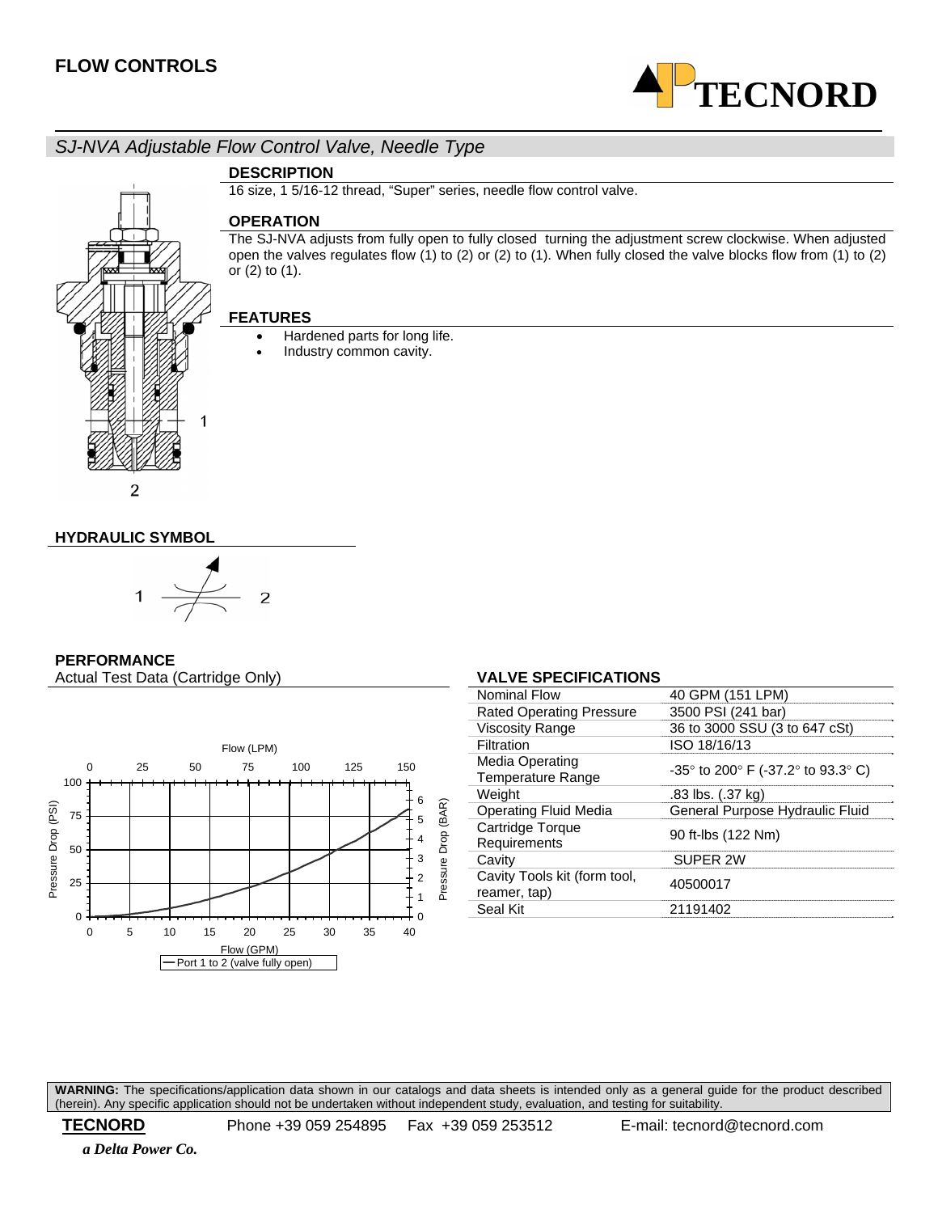## FLOW CONTROLS

### *SJ-NVA Adjustable Flow Control Valve, Needle Type*

#### DESCRIPTION

16 size, 1 5/16-12 thread, “Super” series, needle flow control valve.

#### OPERATION

The SJ-NVA adjusts from fully open to fully closed turning the adjustment screw clockwise. When adjusted open the valves regulates flow (1) to (2) or (2) to (1). When fully closed the valve blocks flow from (1) to (2) or (2) to (1).

#### FEATURES

- Hardened parts for long life.
- Industry common cavity.

#### HYDRAULIC SYMBOL

#### PERFORMANCE

Actual Test Data (Cartridge Only)

#### VALVE SPECIFICATIONS

| | |
|---|---|
| Nominal Flow | 40 GPM (151 LPM) |
| Rated Operating Pressure | 3500 PSI (241 bar) |
| Viscosity Range | 36 to 3000 SSU (3 to 647 cSt) |
| Filtration | ISO 18/16/13 |
| Media Operating Temperature Range | -35° to 200° F (-37.2° to 93.3° C) |
| Weight | .83 lbs. (.37 kg) |
| Operating Fluid Media | General Purpose Hydraulic Fluid |
| Cartridge Torque Requirements | 90 ft-lbs (122 Nm) |
| Cavity | SUPER 2W |
| Cavity Tools kit (form tool, reamer, tap) | 40500017 |
| Seal Kit | 21191402 |

**WARNING:** The specifications/application data shown in our catalogs and data sheets is intended only as a general guide for the product described (herein). Any specific application should not be undertaken without independent study, evaluation, and testing for suitability.

**TECNORD** Phone +39 059 254895 Fax +39 059 253512 E-mail: tecnord@tecnord.com

*a Delta Power Co.*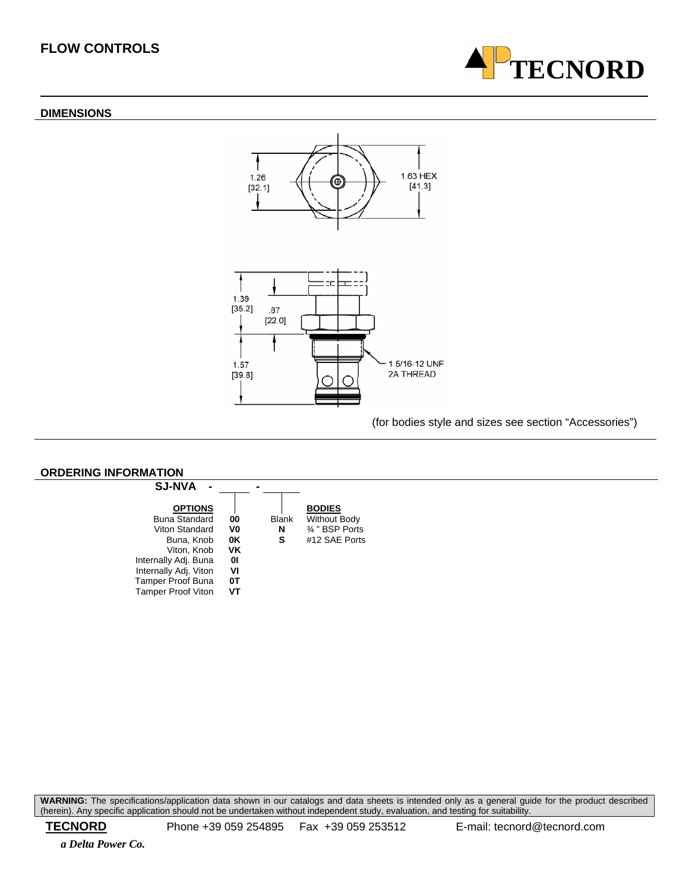## FLOW CONTROLS

### DIMENSIONS

1.26 [32.1]

1.63 HEX [41.3]

1.39 [35.2]

.87 [22.0]

1.57 [39.8]

1 5/16-12 UNF 2A THREAD

(for bodies style and sizes see section "Accessories")

### ORDERING INFORMATION

**SJ-NVA - ____ - ____**

| **OPTIONS** | | | **BODIES** |
|---|---|---|---|
| Buna Standard | **00** | Blank | Without Body |
| Viton Standard | **V0** | **N** | ¾ " BSP Ports |
| Buna, Knob | **0K** | **S** | #12 SAE Ports |
| Viton, Knob | **VK** | | |
| Internally Adj. Buna | **0I** | | |
| Internally Adj. Viton | **VI** | | |
| Tamper Proof Buna | **0T** | | |
| Tamper Proof Viton | **VT** | | |

**WARNING:** The specifications/application data shown in our catalogs and data sheets is intended only as a general guide for the product described (herein). Any specific application should not be undertaken without independent study, evaluation, and testing for suitability.

**TECNORD** Phone +39 059 254895 Fax +39 059 253512 E-mail: tecnord@tecnord.com

*a Delta Power Co.*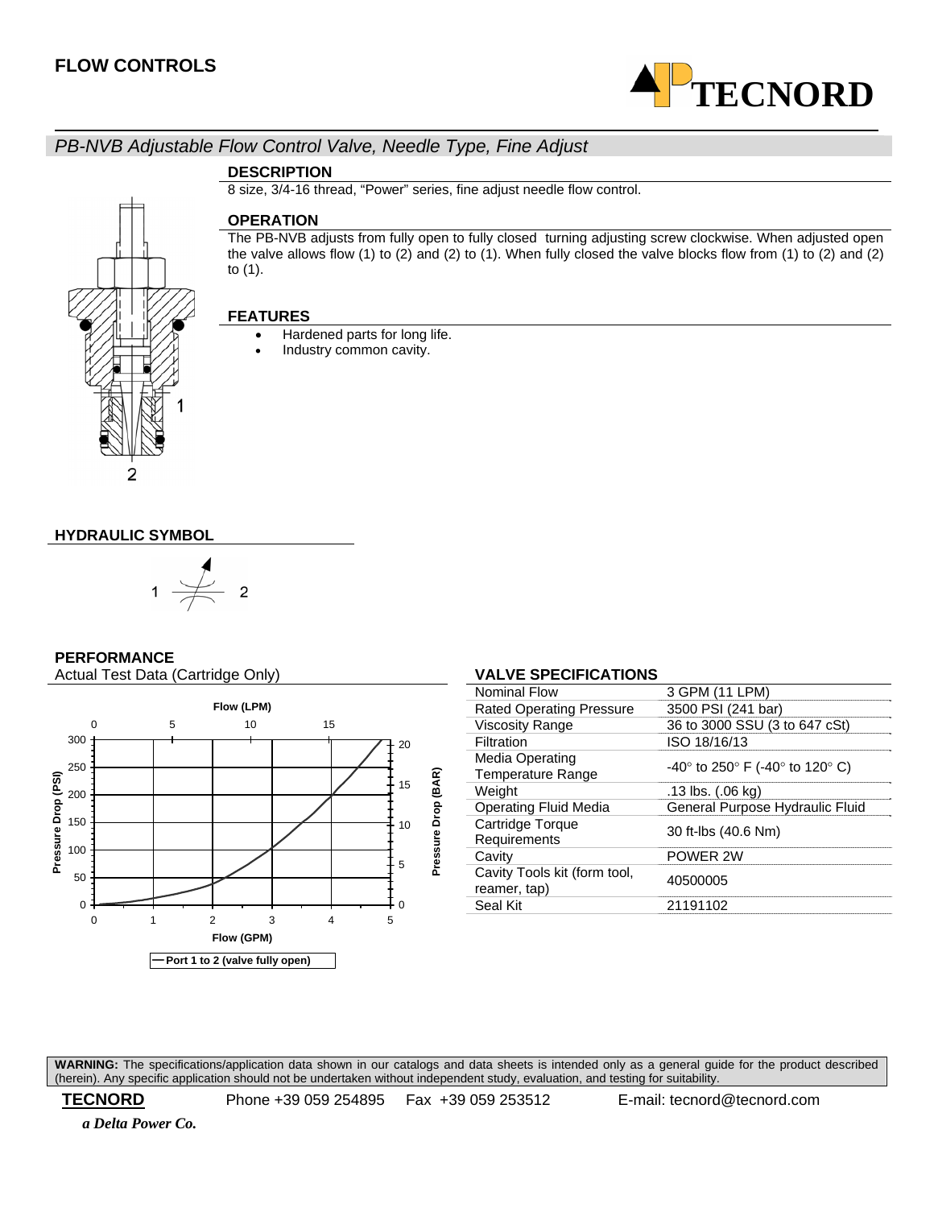## FLOW CONTROLS

### *PB-NVB Adjustable Flow Control Valve, Needle Type, Fine Adjust*

#### DESCRIPTION

8 size, 3/4-16 thread, "Power" series, fine adjust needle flow control.

#### OPERATION

The PB-NVB adjusts from fully open to fully closed turning adjusting screw clockwise. When adjusted open the valve allows flow (1) to (2) and (2) to (1). When fully closed the valve blocks flow from (1) to (2) and (2) to (1).

#### FEATURES

- Hardened parts for long life.
- Industry common cavity.

#### HYDRAULIC SYMBOL

#### PERFORMANCE

Actual Test Data (Cartridge Only)

Port 1 to 2 (valve fully open)

#### VALVE SPECIFICATIONS

| | |
|---|---|
| Nominal Flow | 3 GPM (11 LPM) |
| Rated Operating Pressure | 3500 PSI (241 bar) |
| Viscosity Range | 36 to 3000 SSU (3 to 647 cSt) |
| Filtration | ISO 18/16/13 |
| Media Operating Temperature Range | -40° to 250° F (-40° to 120° C) |
| Weight | .13 lbs. (.06 kg) |
| Operating Fluid Media | General Purpose Hydraulic Fluid |
| Cartridge Torque Requirements | 30 ft-lbs (40.6 Nm) |
| Cavity | POWER 2W |
| Cavity Tools kit (form tool, reamer, tap) | 40500005 |
| Seal Kit | 21191102 |

**WARNING:** The specifications/application data shown in our catalogs and data sheets is intended only as a general guide for the product described (herein). Any specific application should not be undertaken without independent study, evaluation, and testing for suitability.

**TECNORD** Phone +39 059 254895 Fax +39 059 253512 E-mail: tecnord@tecnord.com

*a Delta Power Co.*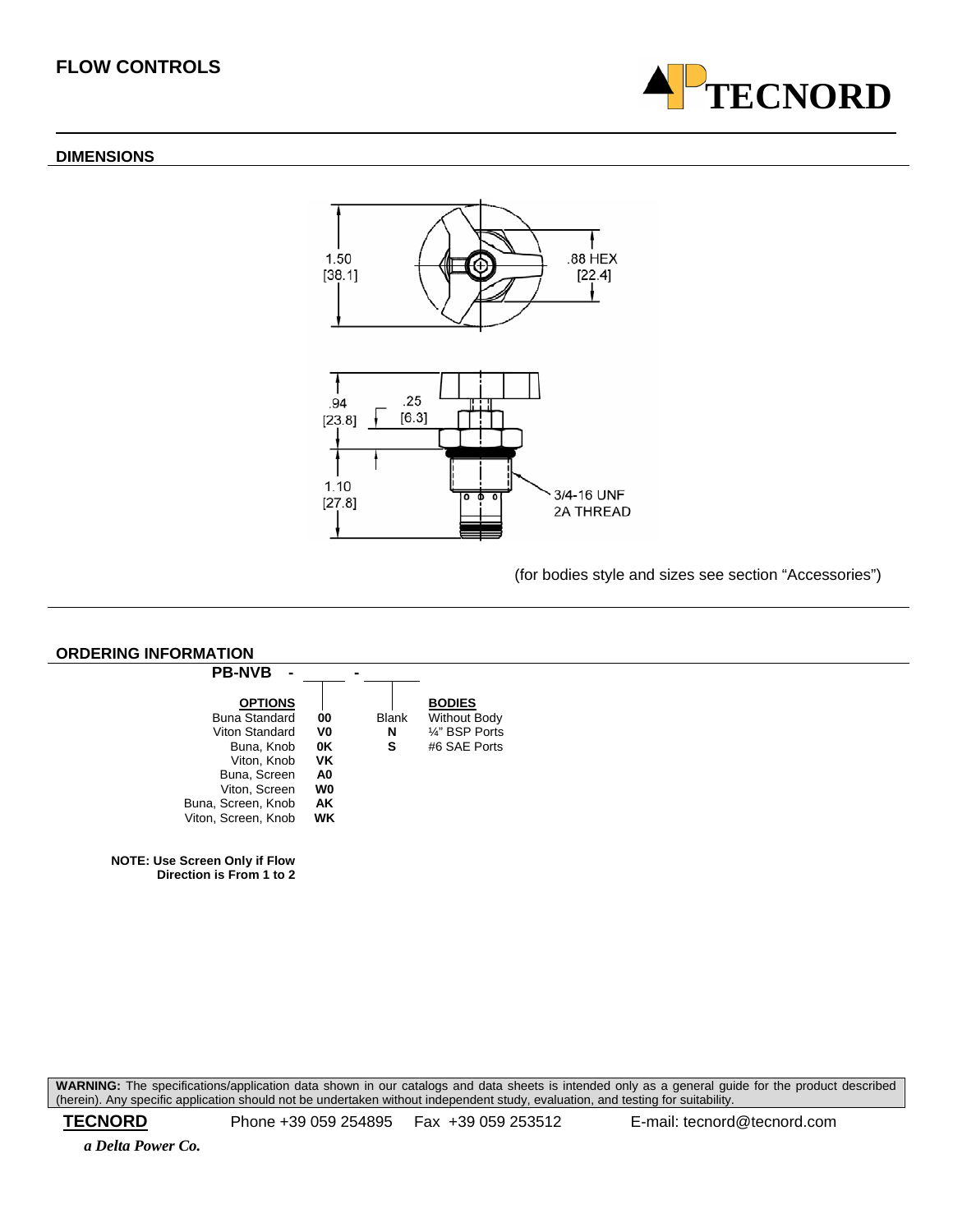## FLOW CONTROLS

### DIMENSIONS

(for bodies style and sizes see section "Accessories")

### ORDERING INFORMATION

**PB-NVB - ____ - ____**

| OPTIONS | | | BODIES |
|---|---|---|---|
| Buna Standard | **00** | Blank | Without Body |
| Viton Standard | **V0** | **N** | ¼" BSP Ports |
| Buna, Knob | **0K** | **S** | #6 SAE Ports |
| Viton, Knob | **VK** | | |
| Buna, Screen | **A0** | | |
| Viton, Screen | **W0** | | |
| Buna, Screen, Knob | **AK** | | |
| Viton, Screen, Knob | **WK** | | |

**NOTE: Use Screen Only if Flow Direction is From 1 to 2**

**WARNING:** The specifications/application data shown in our catalogs and data sheets is intended only as a general guide for the product described (herein). Any specific application should not be undertaken without independent study, evaluation, and testing for suitability.

**TECNORD** Phone +39 059 254895 Fax +39 059 253512 E-mail: tecnord@tecnord.com

***a Delta Power Co.***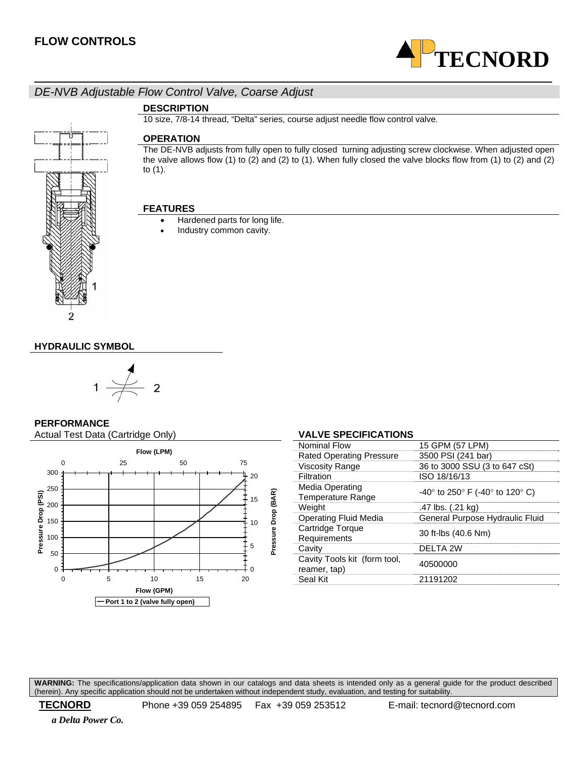## FLOW CONTROLS

### *DE-NVB Adjustable Flow Control Valve, Coarse Adjust*

**DESCRIPTION**

10 size, 7/8-14 thread, "Delta" series, course adjust needle flow control valve.

**OPERATION**

The DE-NVB adjusts from fully open to fully closed turning adjusting screw clockwise. When adjusted open the valve allows flow (1) to (2) and (2) to (1). When fully closed the valve blocks flow from (1) to (2) and (2) to (1).

**FEATURES**

- Hardened parts for long life.
- Industry common cavity.

**HYDRAULIC SYMBOL**

**PERFORMANCE**

Actual Test Data (Cartridge Only)

**VALVE SPECIFICATIONS**

| | |
|---|---|
| Nominal Flow | 15 GPM (57 LPM) |
| Rated Operating Pressure | 3500 PSI (241 bar) |
| Viscosity Range | 36 to 3000 SSU (3 to 647 cSt) |
| Filtration | ISO 18/16/13 |
| Media Operating Temperature Range | -40° to 250° F (-40° to 120° C) |
| Weight | .47 lbs. (.21 kg) |
| Operating Fluid Media | General Purpose Hydraulic Fluid |
| Cartridge Torque Requirements | 30 ft-lbs (40.6 Nm) |
| Cavity | DELTA 2W |
| Cavity Tools kit (form tool, reamer, tap) | 40500000 |
| Seal Kit | 21191202 |

**WARNING:** The specifications/application data shown in our catalogs and data sheets is intended only as a general guide for the product described (herein). Any specific application should not be undertaken without independent study, evaluation, and testing for suitability.

**TECNORD** Phone +39 059 254895 Fax +39 059 253512 E-mail: tecnord@tecnord.com

*a Delta Power Co.*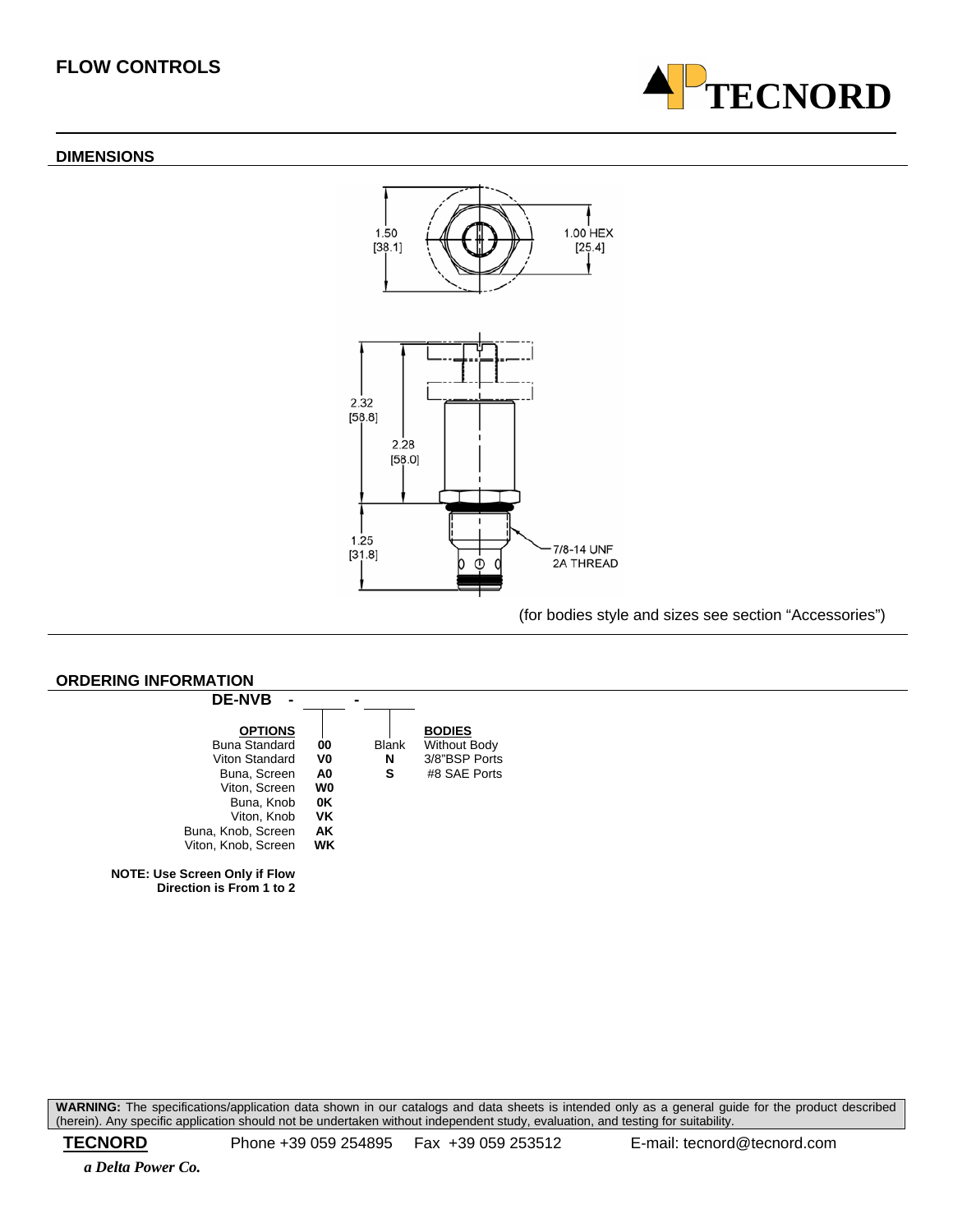## FLOW CONTROLS

### DIMENSIONS

1.50
[38.1]

1.00 HEX
[25.4]

2.32
[58.8]

2.28
[58.0]

1.25
[31.8]

7/8-14 UNF
2A THREAD

(for bodies style and sizes see section “Accessories”)

### ORDERING INFORMATION

**DE-NVB - _____ - _____**

| OPTIONS | | | BODIES |
|---|---|---|---|
| Buna Standard | **00** | Blank | Without Body |
| Viton Standard | **V0** | **N** | 3/8”BSP Ports |
| Buna, Screen | **A0** | **S** | #8 SAE Ports |
| Viton, Screen | **W0** | | |
| Buna, Knob | **0K** | | |
| Viton, Knob | **VK** | | |
| Buna, Knob, Screen | **AK** | | |
| Viton, Knob, Screen | **WK** | | |

**NOTE: Use Screen Only if Flow Direction is From 1 to 2**

**WARNING:** The specifications/application data shown in our catalogs and data sheets is intended only as a general guide for the product described (herein). Any specific application should not be undertaken without independent study, evaluation, and testing for suitability.

**TECNORD** Phone +39 059 254895 Fax +39 059 253512 E-mail: tecnord@tecnord.com

*a Delta Power Co.*